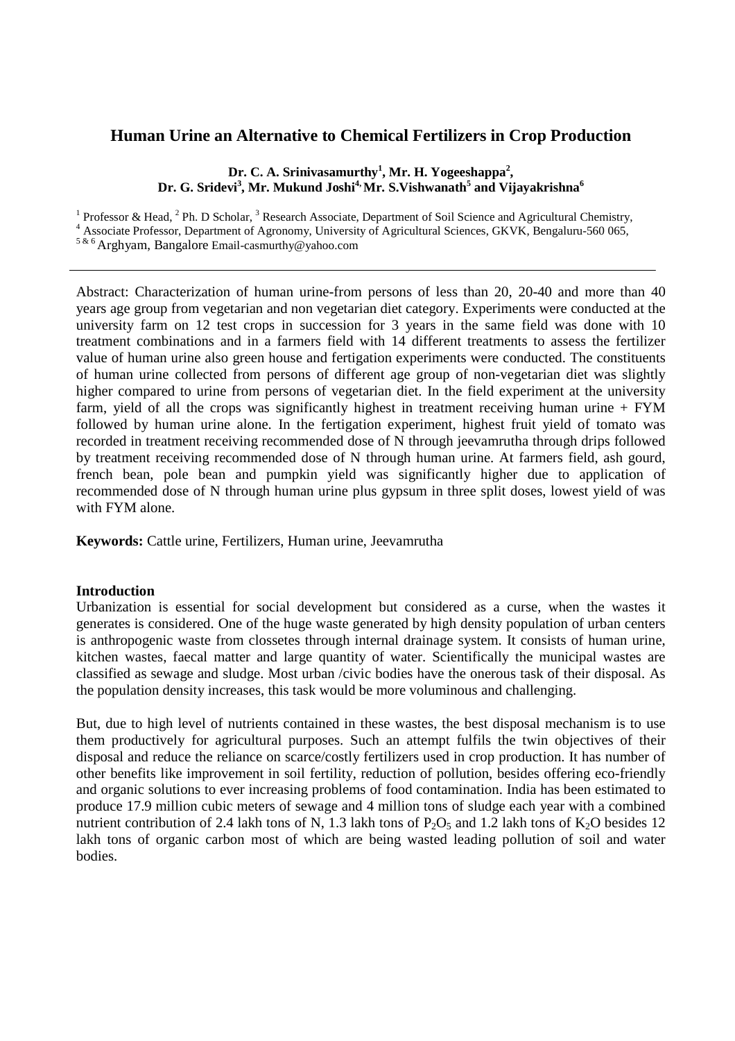# Human Urine an Alternative to Chemical Fertilizers in Crop Production

**Dr. C. A. Srinivasamurthy[1], Mr. H. Yogeeshappa[2], Dr. G. Sridevi[3], Mr. Mukund Joshi[4], Mr. S.Vishwanath[5] and Vijayakrishna[6]**

[1] Professor & Head, [2] Ph. D Scholar, [3] Research Associate, Department of Soil Science and Agricultural Chemistry, [4] Associate Professor, Department of Agronomy, University of Agricultural Sciences, GKVK, Bengaluru-560 065, [5 & 6] Arghyam, Bangalore Email-casmurthy@yahoo.com

---

Abstract: Characterization of human urine-from persons of less than 20, 20-40 and more than 40 years age group from vegetarian and non vegetarian diet category. Experiments were conducted at the university farm on 12 test crops in succession for 3 years in the same field was done with 10 treatment combinations and in a farmers field with 14 different treatments to assess the fertilizer value of human urine also green house and fertigation experiments were conducted. The constituents of human urine collected from persons of different age group of non-vegetarian diet was slightly higher compared to urine from persons of vegetarian diet. In the field experiment at the university farm, yield of all the crops was significantly highest in treatment receiving human urine + FYM followed by human urine alone. In the fertigation experiment, highest fruit yield of tomato was recorded in treatment receiving recommended dose of N through jeevamrutha through drips followed by treatment receiving recommended dose of N through human urine. At farmers field, ash gourd, french bean, pole bean and pumpkin yield was significantly higher due to application of recommended dose of N through human urine plus gypsum in three split doses, lowest yield of was with FYM alone.

**Keywords:** Cattle urine, Fertilizers, Human urine, Jeevamrutha

**Introduction**

Urbanization is essential for social development but considered as a curse, when the wastes it generates is considered. One of the huge waste generated by high density population of urban centers is anthropogenic waste from clossetes through internal drainage system. It consists of human urine, kitchen wastes, faecal matter and large quantity of water. Scientifically the municipal wastes are classified as sewage and sludge. Most urban /civic bodies have the onerous task of their disposal. As the population density increases, this task would be more voluminous and challenging.

But, due to high level of nutrients contained in these wastes, the best disposal mechanism is to use them productively for agricultural purposes. Such an attempt fulfils the twin objectives of their disposal and reduce the reliance on scarce/costly fertilizers used in crop production. It has number of other benefits like improvement in soil fertility, reduction of pollution, besides offering eco-friendly and organic solutions to ever increasing problems of food contamination. India has been estimated to produce 17.9 million cubic meters of sewage and 4 million tons of sludge each year with a combined nutrient contribution of 2.4 lakh tons of N, 1.3 lakh tons of $P_2O_5$ and 1.2 lakh tons of $K_2O$ besides 12 lakh tons of organic carbon most of which are being wasted leading pollution of soil and water bodies.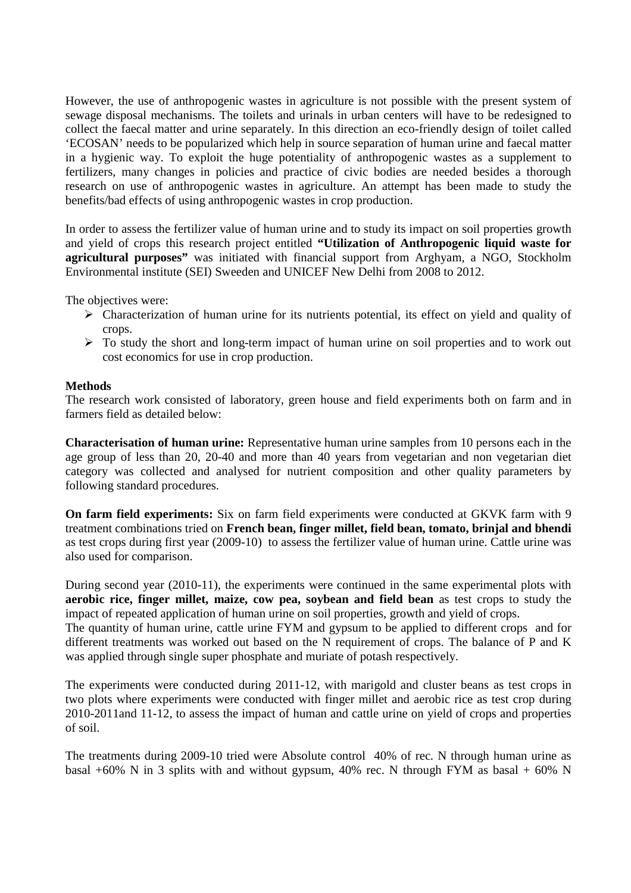However, the use of anthropogenic wastes in agriculture is not possible with the present system of sewage disposal mechanisms. The toilets and urinals in urban centers will have to be redesigned to collect the faecal matter and urine separately. In this direction an eco-friendly design of toilet called 'ECOSAN' needs to be popularized which help in source separation of human urine and faecal matter in a hygienic way. To exploit the huge potentiality of anthropogenic wastes as a supplement to fertilizers, many changes in policies and practice of civic bodies are needed besides a thorough research on use of anthropogenic wastes in agriculture. An attempt has been made to study the benefits/bad effects of using anthropogenic wastes in crop production.

In order to assess the fertilizer value of human urine and to study its impact on soil properties growth and yield of crops this research project entitled **"Utilization of Anthropogenic liquid waste for agricultural purposes"** was initiated with financial support from Arghyam, a NGO, Stockholm Environmental institute (SEI) Sweeden and UNICEF New Delhi from 2008 to 2012.

The objectives were:

- Characterization of human urine for its nutrients potential, its effect on yield and quality of crops.
- To study the short and long-term impact of human urine on soil properties and to work out cost economics for use in crop production.

**Methods**

The research work consisted of laboratory, green house and field experiments both on farm and in farmers field as detailed below:

**Characterisation of human urine:** Representative human urine samples from 10 persons each in the age group of less than 20, 20-40 and more than 40 years from vegetarian and non vegetarian diet category was collected and analysed for nutrient composition and other quality parameters by following standard procedures.

**On farm field experiments:** Six on farm field experiments were conducted at GKVK farm with 9 treatment combinations tried on **French bean, finger millet, field bean, tomato, brinjal and bhendi** as test crops during first year (2009-10) to assess the fertilizer value of human urine. Cattle urine was also used for comparison.

During second year (2010-11), the experiments were continued in the same experimental plots with **aerobic rice, finger millet, maize, cow pea, soybean and field bean** as test crops to study the impact of repeated application of human urine on soil properties, growth and yield of crops.
The quantity of human urine, cattle urine FYM and gypsum to be applied to different crops and for different treatments was worked out based on the N requirement of crops. The balance of P and K was applied through single super phosphate and muriate of potash respectively.

The experiments were conducted during 2011-12, with marigold and cluster beans as test crops in two plots where experiments were conducted with finger millet and aerobic rice as test crop during 2010-2011and 11-12, to assess the impact of human and cattle urine on yield of crops and properties of soil.

The treatments during 2009-10 tried were Absolute control 40% of rec. N through human urine as basal +60% N in 3 splits with and without gypsum, 40% rec. N through FYM as basal + 60% N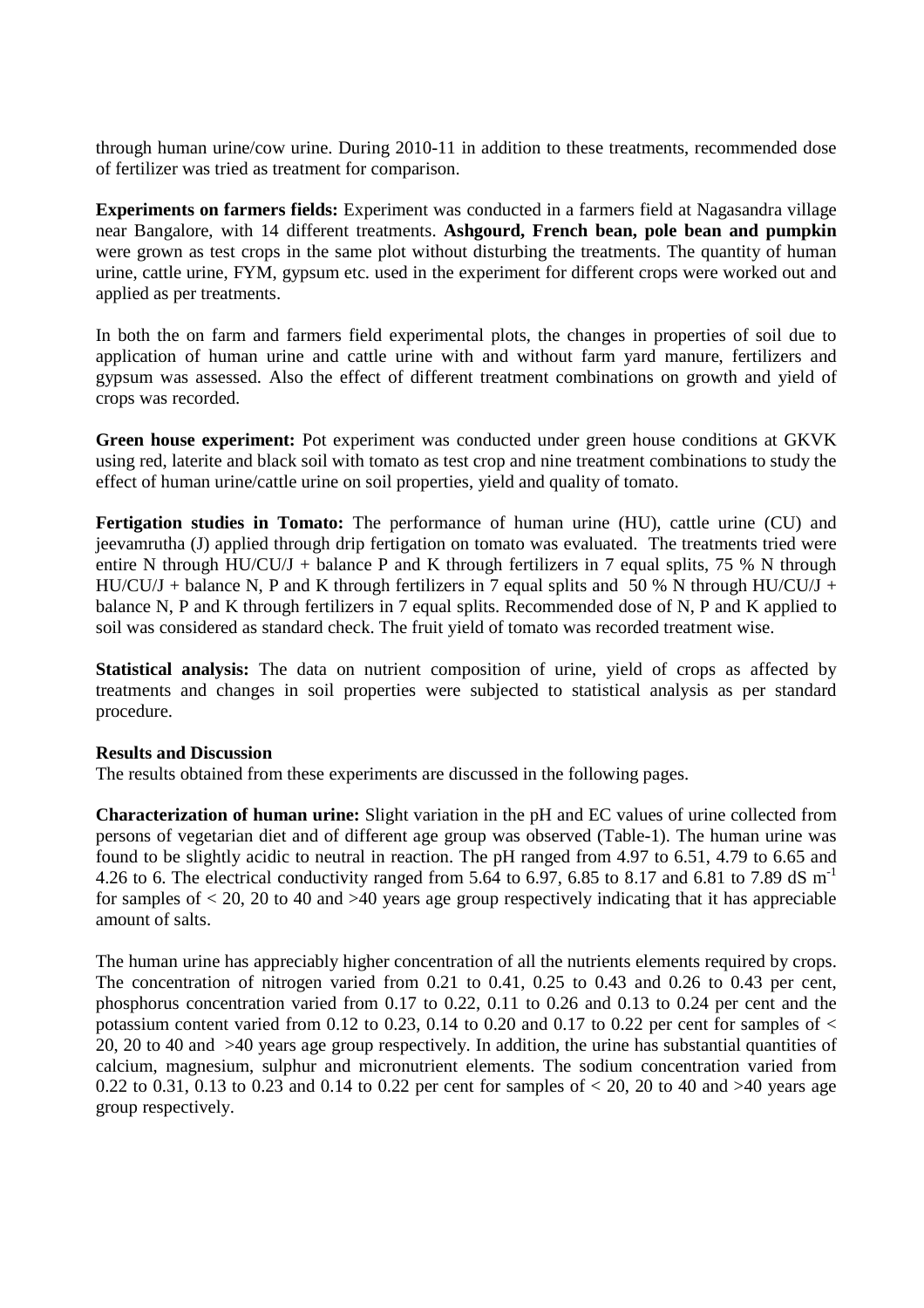through human urine/cow urine. During 2010-11 in addition to these treatments, recommended dose of fertilizer was tried as treatment for comparison.

**Experiments on farmers fields:** Experiment was conducted in a farmers field at Nagasandra village near Bangalore, with 14 different treatments. **Ashgourd, French bean, pole bean and pumpkin** were grown as test crops in the same plot without disturbing the treatments. The quantity of human urine, cattle urine, FYM, gypsum etc. used in the experiment for different crops were worked out and applied as per treatments.

In both the on farm and farmers field experimental plots, the changes in properties of soil due to application of human urine and cattle urine with and without farm yard manure, fertilizers and gypsum was assessed. Also the effect of different treatment combinations on growth and yield of crops was recorded.

**Green house experiment:** Pot experiment was conducted under green house conditions at GKVK using red, laterite and black soil with tomato as test crop and nine treatment combinations to study the effect of human urine/cattle urine on soil properties, yield and quality of tomato.

**Fertigation studies in Tomato:** The performance of human urine (HU), cattle urine (CU) and jeevamrutha (J) applied through drip fertigation on tomato was evaluated. The treatments tried were entire N through HU/CU/J + balance P and K through fertilizers in 7 equal splits, 75 % N through HU/CU/J + balance N, P and K through fertilizers in 7 equal splits and 50 % N through HU/CU/J + balance N, P and K through fertilizers in 7 equal splits. Recommended dose of N, P and K applied to soil was considered as standard check. The fruit yield of tomato was recorded treatment wise.

**Statistical analysis:** The data on nutrient composition of urine, yield of crops as affected by treatments and changes in soil properties were subjected to statistical analysis as per standard procedure.

## Results and Discussion

The results obtained from these experiments are discussed in the following pages.

**Characterization of human urine:** Slight variation in the pH and EC values of urine collected from persons of vegetarian diet and of different age group was observed (Table-1). The human urine was found to be slightly acidic to neutral in reaction. The pH ranged from 4.97 to 6.51, 4.79 to 6.65 and 4.26 to 6. The electrical conductivity ranged from 5.64 to 6.97, 6.85 to 8.17 and 6.81 to 7.89 dS $m^{-1}$ for samples of < 20, 20 to 40 and >40 years age group respectively indicating that it has appreciable amount of salts.

The human urine has appreciably higher concentration of all the nutrients elements required by crops. The concentration of nitrogen varied from 0.21 to 0.41, 0.25 to 0.43 and 0.26 to 0.43 per cent, phosphorus concentration varied from 0.17 to 0.22, 0.11 to 0.26 and 0.13 to 0.24 per cent and the potassium content varied from 0.12 to 0.23, 0.14 to 0.20 and 0.17 to 0.22 per cent for samples of < 20, 20 to 40 and >40 years age group respectively. In addition, the urine has substantial quantities of calcium, magnesium, sulphur and micronutrient elements. The sodium concentration varied from 0.22 to 0.31, 0.13 to 0.23 and 0.14 to 0.22 per cent for samples of < 20, 20 to 40 and >40 years age group respectively.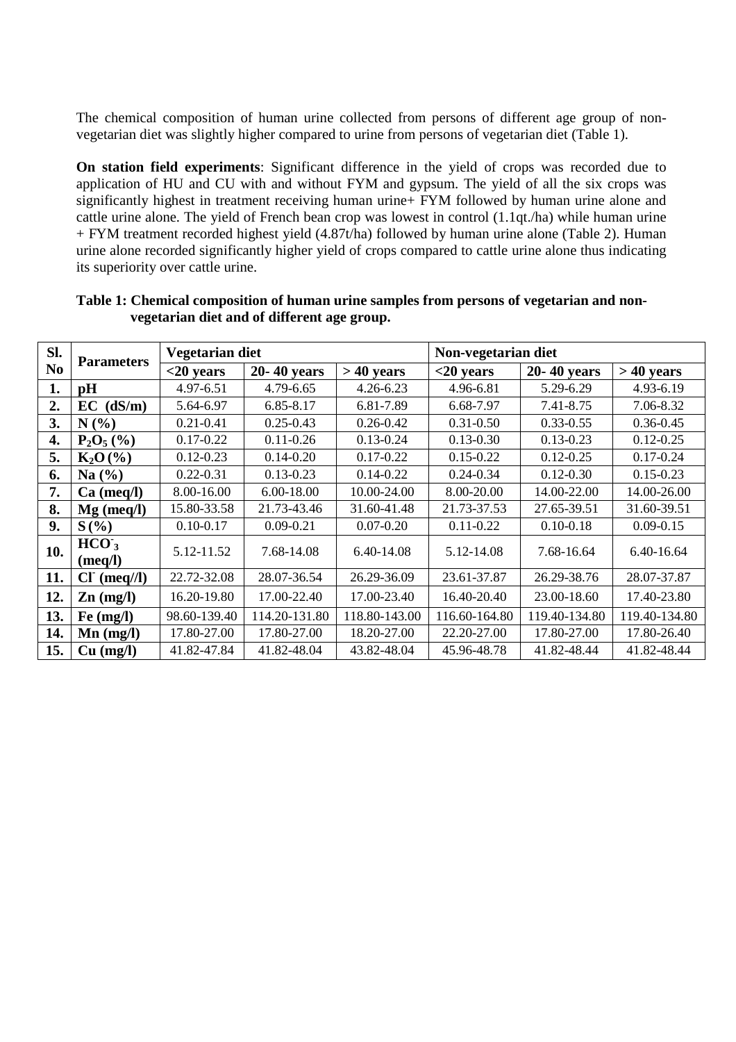The chemical composition of human urine collected from persons of different age group of non-vegetarian diet was slightly higher compared to urine from persons of vegetarian diet (Table 1).

**On station field experiments**: Significant difference in the yield of crops was recorded due to application of HU and CU with and without FYM and gypsum. The yield of all the six crops was significantly highest in treatment receiving human urine+ FYM followed by human urine alone and cattle urine alone. The yield of French bean crop was lowest in control (1.1qt./ha) while human urine + FYM treatment recorded highest yield (4.87t/ha) followed by human urine alone (Table 2). Human urine alone recorded significantly higher yield of crops compared to cattle urine alone thus indicating its superiority over cattle urine.

**Table 1: Chemical composition of human urine samples from persons of vegetarian and non-vegetarian diet and of different age group.**

| Sl. No | Parameters | Vegetarian diet | | | Non-vegetarian diet | | |
|---|---|---|---|---|---|---|---|
| | | <20 years | 20- 40 years | > 40 years | <20 years | 20- 40 years | > 40 years |
| **1.** | **pH** | 4.97-6.51 | 4.79-6.65 | 4.26-6.23 | 4.96-6.81 | 5.29-6.29 | 4.93-6.19 |
| **2.** | **EC (dS/m)** | 5.64-6.97 | 6.85-8.17 | 6.81-7.89 | 6.68-7.97 | 7.41-8.75 | 7.06-8.32 |
| **3.** | **N (%)** | 0.21-0.41 | 0.25-0.43 | 0.26-0.42 | 0.31-0.50 | 0.33-0.55 | 0.36-0.45 |
| **4.** | **$P_2O_5$ (%)** | 0.17-0.22 | 0.11-0.26 | 0.13-0.24 | 0.13-0.30 | 0.13-0.23 | 0.12-0.25 |
| **5.** | **$K_2O$ (%)** | 0.12-0.23 | 0.14-0.20 | 0.17-0.22 | 0.15-0.22 | 0.12-0.25 | 0.17-0.24 |
| **6.** | **Na (%)** | 0.22-0.31 | 0.13-0.23 | 0.14-0.22 | 0.24-0.34 | 0.12-0.30 | 0.15-0.23 |
| **7.** | **Ca (meq/l)** | 8.00-16.00 | 6.00-18.00 | 10.00-24.00 | 8.00-20.00 | 14.00-22.00 | 14.00-26.00 |
| **8.** | **Mg (meq/l)** | 15.80-33.58 | 21.73-43.46 | 31.60-41.48 | 21.73-37.53 | 27.65-39.51 | 31.60-39.51 |
| **9.** | **S (%)** | 0.10-0.17 | 0.09-0.21 | 0.07-0.20 | 0.11-0.22 | 0.10-0.18 | 0.09-0.15 |
| **10.** | **$HCO_3^-$ (meq/l)** | 5.12-11.52 | 7.68-14.08 | 6.40-14.08 | 5.12-14.08 | 7.68-16.64 | 6.40-16.64 |
| **11.** | **$Cl^-$ (meq//l)** | 22.72-32.08 | 28.07-36.54 | 26.29-36.09 | 23.61-37.87 | 26.29-38.76 | 28.07-37.87 |
| **12.** | **Zn (mg/l)** | 16.20-19.80 | 17.00-22.40 | 17.00-23.40 | 16.40-20.40 | 23.00-18.60 | 17.40-23.80 |
| **13.** | **Fe (mg/l)** | 98.60-139.40 | 114.20-131.80 | 118.80-143.00 | 116.60-164.80 | 119.40-134.80 | 119.40-134.80 |
| **14.** | **Mn (mg/l)** | 17.80-27.00 | 17.80-27.00 | 18.20-27.00 | 22.20-27.00 | 17.80-27.00 | 17.80-26.40 |
| **15.** | **Cu (mg/l)** | 41.82-47.84 | 41.82-48.04 | 43.82-48.04 | 45.96-48.78 | 41.82-48.44 | 41.82-48.44 |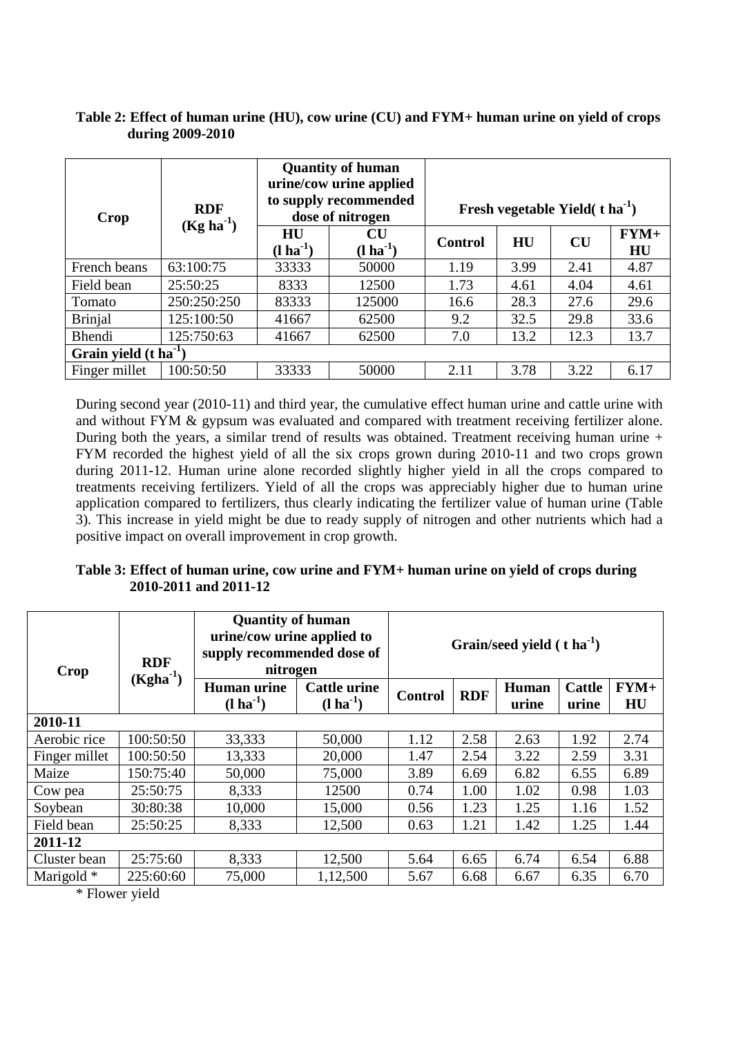**Table 2: Effect of human urine (HU), cow urine (CU) and FYM+ human urine on yield of crops during 2009-2010**

| Crop | RDF (Kg ha$^{-1}$) | Quantity of human urine/cow urine applied to supply recommended dose of nitrogen | | Fresh vegetable Yield( t ha$^{-1}$) | | | |
|---|---|---|---|---|---|---|---|
| | | HU (l ha$^{-1}$) | CU (l ha$^{-1}$) | Control | HU | CU | FYM+ HU |
| French beans | 63:100:75 | 33333 | 50000 | 1.19 | 3.99 | 2.41 | 4.87 |
| Field bean | 25:50:25 | 8333 | 12500 | 1.73 | 4.61 | 4.04 | 4.61 |
| Tomato | 250:250:250 | 83333 | 125000 | 16.6 | 28.3 | 27.6 | 29.6 |
| Brinjal | 125:100:50 | 41667 | 62500 | 9.2 | 32.5 | 29.8 | 33.6 |
| Bhendi | 125:750:63 | 41667 | 62500 | 7.0 | 13.2 | 12.3 | 13.7 |
| **Grain yield (t ha$^{-1}$)** | | | | | | | |
| Finger millet | 100:50:50 | 33333 | 50000 | 2.11 | 3.78 | 3.22 | 6.17 |

During second year (2010-11) and third year, the cumulative effect human urine and cattle urine with and without FYM & gypsum was evaluated and compared with treatment receiving fertilizer alone. During both the years, a similar trend of results was obtained. Treatment receiving human urine + FYM recorded the highest yield of all the six crops grown during 2010-11 and two crops grown during 2011-12. Human urine alone recorded slightly higher yield in all the crops compared to treatments receiving fertilizers. Yield of all the crops was appreciably higher due to human urine application compared to fertilizers, thus clearly indicating the fertilizer value of human urine (Table 3). This increase in yield might be due to ready supply of nitrogen and other nutrients which had a positive impact on overall improvement in crop growth.

**Table 3: Effect of human urine, cow urine and FYM+ human urine on yield of crops during 2010-2011 and 2011-12**

| Crop | RDF (Kgha$^{-1}$) | Quantity of human urine/cow urine applied to supply recommended dose of nitrogen | | Grain/seed yield ( t ha$^{-1}$) | | | | |
|---|---|---|---|---|---|---|---|---|
| | | Human urine (l ha$^{-1}$) | Cattle urine (l ha$^{-1}$) | Control | RDF | Human urine | Cattle urine | FYM+ HU |
| **2010-11** | | | | | | | | |
| Aerobic rice | 100:50:50 | 33,333 | 50,000 | 1.12 | 2.58 | 2.63 | 1.92 | 2.74 |
| Finger millet | 100:50:50 | 13,333 | 20,000 | 1.47 | 2.54 | 3.22 | 2.59 | 3.31 |
| Maize | 150:75:40 | 50,000 | 75,000 | 3.89 | 6.69 | 6.82 | 6.55 | 6.89 |
| Cow pea | 25:50:75 | 8,333 | 12500 | 0.74 | 1.00 | 1.02 | 0.98 | 1.03 |
| Soybean | 30:80:38 | 10,000 | 15,000 | 0.56 | 1.23 | 1.25 | 1.16 | 1.52 |
| Field bean | 25:50:25 | 8,333 | 12,500 | 0.63 | 1.21 | 1.42 | 1.25 | 1.44 |
| **2011-12** | | | | | | | | |
| Cluster bean | 25:75:60 | 8,333 | 12,500 | 5.64 | 6.65 | 6.74 | 6.54 | 6.88 |
| Marigold * | 225:60:60 | 75,000 | 1,12,500 | 5.67 | 6.68 | 6.67 | 6.35 | 6.70 |

* Flower yield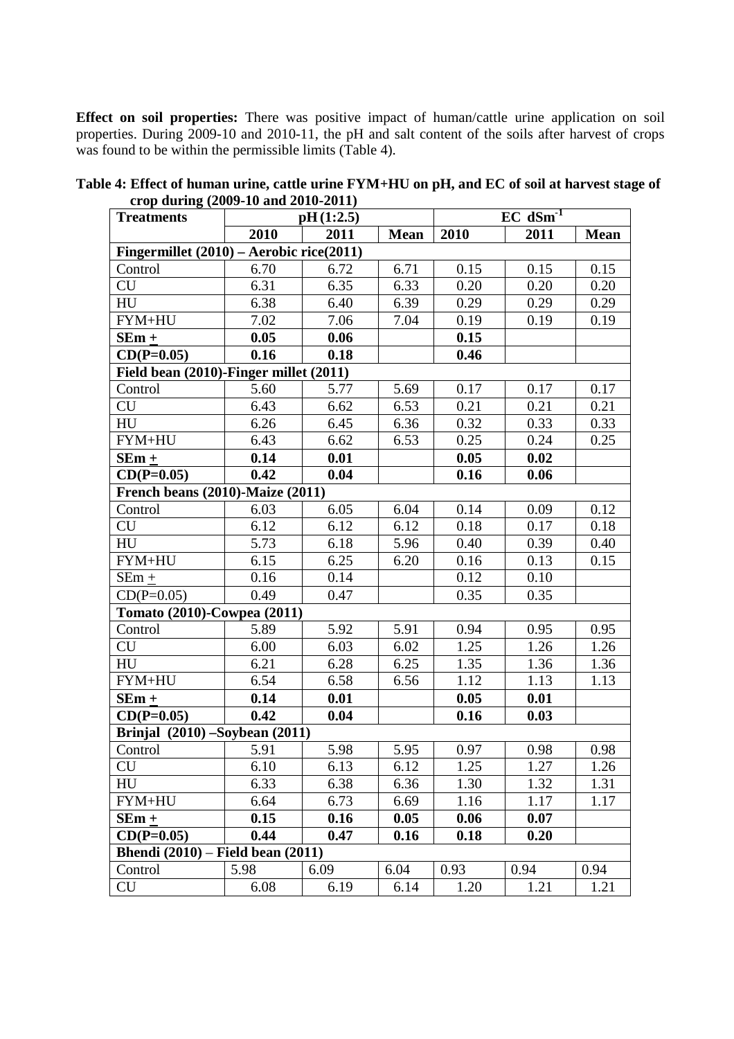**Effect on soil properties:** There was positive impact of human/cattle urine application on soil properties. During 2009-10 and 2010-11, the pH and salt content of the soils after harvest of crops was found to be within the permissible limits (Table 4).

**Table 4: Effect of human urine, cattle urine FYM+HU on pH, and EC of soil at harvest stage of crop during (2009-10 and 2010-2011)**

| Treatments | pH (1:2.5) | | | EC $dSm^{-1}$ | | |
|---|---|---|---|---|---|---|
| | 2010 | 2011 | Mean | 2010 | 2011 | Mean |
| **Fingermillet (2010) – Aerobic rice(2011)** | | | | | | |
| Control | 6.70 | 6.72 | 6.71 | 0.15 | 0.15 | 0.15 |
| CU | 6.31 | 6.35 | 6.33 | 0.20 | 0.20 | 0.20 |
| HU | 6.38 | 6.40 | 6.39 | 0.29 | 0.29 | 0.29 |
| FYM+HU | 7.02 | 7.06 | 7.04 | 0.19 | 0.19 | 0.19 |
| **SEm ±** | **0.05** | **0.06** | | **0.15** | | |
| **CD(P=0.05)** | **0.16** | **0.18** | | **0.46** | | |
| **Field bean (2010)-Finger millet (2011)** | | | | | | |
| Control | 5.60 | 5.77 | 5.69 | 0.17 | 0.17 | 0.17 |
| CU | 6.43 | 6.62 | 6.53 | 0.21 | 0.21 | 0.21 |
| HU | 6.26 | 6.45 | 6.36 | 0.32 | 0.33 | 0.33 |
| FYM+HU | 6.43 | 6.62 | 6.53 | 0.25 | 0.24 | 0.25 |
| **SEm ±** | **0.14** | **0.01** | | **0.05** | **0.02** | |
| **CD(P=0.05)** | **0.42** | **0.04** | | **0.16** | **0.06** | |
| **French beans (2010)-Maize (2011)** | | | | | | |
| Control | 6.03 | 6.05 | 6.04 | 0.14 | 0.09 | 0.12 |
| CU | 6.12 | 6.12 | 6.12 | 0.18 | 0.17 | 0.18 |
| HU | 5.73 | 6.18 | 5.96 | 0.40 | 0.39 | 0.40 |
| FYM+HU | 6.15 | 6.25 | 6.20 | 0.16 | 0.13 | 0.15 |
| SEm ± | 0.16 | 0.14 | | 0.12 | 0.10 | |
| CD(P=0.05) | 0.49 | 0.47 | | 0.35 | 0.35 | |
| **Tomato (2010)-Cowpea (2011)** | | | | | | |
| Control | 5.89 | 5.92 | 5.91 | 0.94 | 0.95 | 0.95 |
| CU | 6.00 | 6.03 | 6.02 | 1.25 | 1.26 | 1.26 |
| HU | 6.21 | 6.28 | 6.25 | 1.35 | 1.36 | 1.36 |
| FYM+HU | 6.54 | 6.58 | 6.56 | 1.12 | 1.13 | 1.13 |
| **SEm ±** | **0.14** | **0.01** | | **0.05** | **0.01** | |
| **CD(P=0.05)** | **0.42** | **0.04** | | **0.16** | **0.03** | |
| **Brinjal (2010) –Soybean (2011)** | | | | | | |
| Control | 5.91 | 5.98 | 5.95 | 0.97 | 0.98 | 0.98 |
| CU | 6.10 | 6.13 | 6.12 | 1.25 | 1.27 | 1.26 |
| HU | 6.33 | 6.38 | 6.36 | 1.30 | 1.32 | 1.31 |
| FYM+HU | 6.64 | 6.73 | 6.69 | 1.16 | 1.17 | 1.17 |
| **SEm ±** | **0.15** | **0.16** | **0.05** | **0.06** | **0.07** | |
| **CD(P=0.05)** | **0.44** | **0.47** | **0.16** | **0.18** | **0.20** | |
| **Bhendi (2010) – Field bean (2011)** | | | | | | |
| Control | 5.98 | 6.09 | 6.04 | 0.93 | 0.94 | 0.94 |
| CU | 6.08 | 6.19 | 6.14 | 1.20 | 1.21 | 1.21 |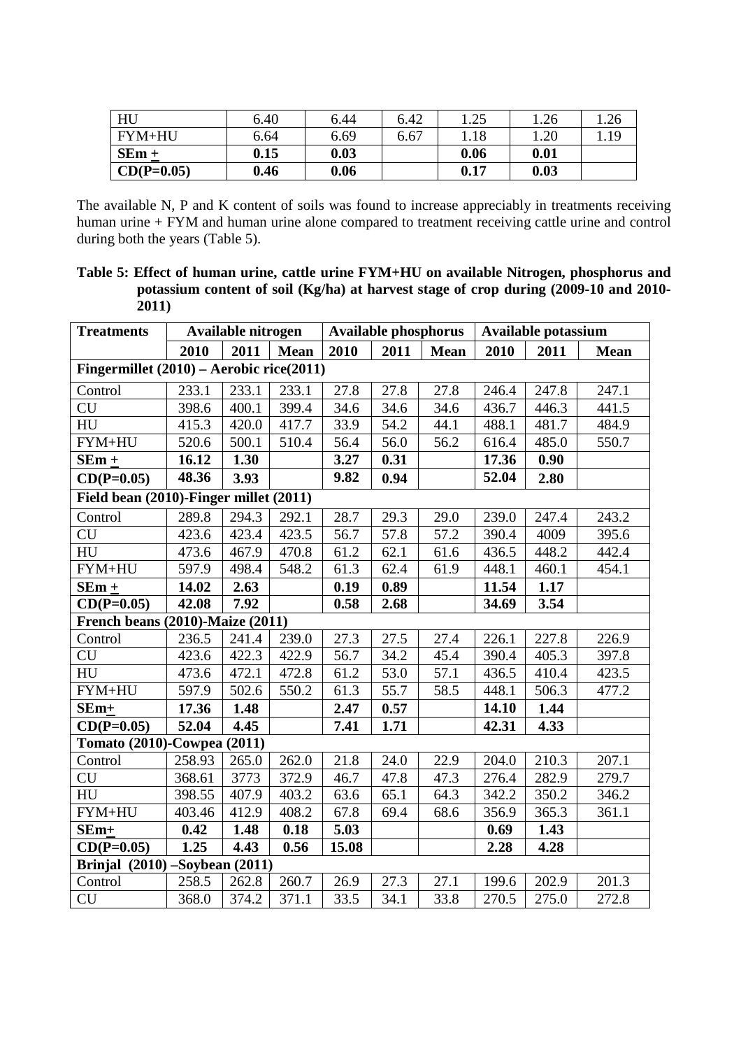| HU | 6.40 | 6.44 | 6.42 | 1.25 | 1.26 | 1.26 |
|---|---|---|---|---|---|---|
| FYM+HU | 6.64 | 6.69 | 6.67 | 1.18 | 1.20 | 1.19 |
| **SEm +** | **0.15** | **0.03** | | **0.06** | **0.01** | |
| **CD(P=0.05)** | **0.46** | **0.06** | | **0.17** | **0.03** | |

The available N, P and K content of soils was found to increase appreciably in treatments receiving human urine + FYM and human urine alone compared to treatment receiving cattle urine and control during both the years (Table 5).

**Table 5: Effect of human urine, cattle urine FYM+HU on available Nitrogen, phosphorus and potassium content of soil (Kg/ha) at harvest stage of crop during (2009-10 and 2010-2011)**

| **Treatments** | **Available nitrogen** | | | **Available phosphorus** | | | **Available potassium** | | |
|---|---|---|---|---|---|---|---|---|---|
| | **2010** | **2011** | **Mean** | **2010** | **2011** | **Mean** | **2010** | **2011** | **Mean** |
| **Fingermillet (2010) – Aerobic rice(2011)** | | | | | | | | | |
| Control | 233.1 | 233.1 | 233.1 | 27.8 | 27.8 | 27.8 | 246.4 | 247.8 | 247.1 |
| CU | 398.6 | 400.1 | 399.4 | 34.6 | 34.6 | 34.6 | 436.7 | 446.3 | 441.5 |
| HU | 415.3 | 420.0 | 417.7 | 33.9 | 54.2 | 44.1 | 488.1 | 481.7 | 484.9 |
| FYM+HU | 520.6 | 500.1 | 510.4 | 56.4 | 56.0 | 56.2 | 616.4 | 485.0 | 550.7 |
| **SEm +** | **16.12** | **1.30** | | **3.27** | **0.31** | | **17.36** | **0.90** | |
| **CD(P=0.05)** | **48.36** | **3.93** | | **9.82** | **0.94** | | **52.04** | **2.80** | |
| **Field bean (2010)-Finger millet (2011)** | | | | | | | | | |
| Control | 289.8 | 294.3 | 292.1 | 28.7 | 29.3 | 29.0 | 239.0 | 247.4 | 243.2 |
| CU | 423.6 | 423.4 | 423.5 | 56.7 | 57.8 | 57.2 | 390.4 | 4009 | 395.6 |
| HU | 473.6 | 467.9 | 470.8 | 61.2 | 62.1 | 61.6 | 436.5 | 448.2 | 442.4 |
| FYM+HU | 597.9 | 498.4 | 548.2 | 61.3 | 62.4 | 61.9 | 448.1 | 460.1 | 454.1 |
| **SEm +** | **14.02** | **2.63** | | **0.19** | **0.89** | | **11.54** | **1.17** | |
| **CD(P=0.05)** | **42.08** | **7.92** | | **0.58** | **2.68** | | **34.69** | **3.54** | |
| **French beans (2010)-Maize (2011)** | | | | | | | | | |
| Control | 236.5 | 241.4 | 239.0 | 27.3 | 27.5 | 27.4 | 226.1 | 227.8 | 226.9 |
| CU | 423.6 | 422.3 | 422.9 | 56.7 | 34.2 | 45.4 | 390.4 | 405.3 | 397.8 |
| HU | 473.6 | 472.1 | 472.8 | 61.2 | 53.0 | 57.1 | 436.5 | 410.4 | 423.5 |
| FYM+HU | 597.9 | 502.6 | 550.2 | 61.3 | 55.7 | 58.5 | 448.1 | 506.3 | 477.2 |
| **SEm+** | **17.36** | **1.48** | | **2.47** | **0.57** | | **14.10** | **1.44** | |
| **CD(P=0.05)** | **52.04** | **4.45** | | **7.41** | **1.71** | | **42.31** | **4.33** | |
| **Tomato (2010)-Cowpea (2011)** | | | | | | | | | |
| Control | 258.93 | 265.0 | 262.0 | 21.8 | 24.0 | 22.9 | 204.0 | 210.3 | 207.1 |
| CU | 368.61 | 3773 | 372.9 | 46.7 | 47.8 | 47.3 | 276.4 | 282.9 | 279.7 |
| HU | 398.55 | 407.9 | 403.2 | 63.6 | 65.1 | 64.3 | 342.2 | 350.2 | 346.2 |
| FYM+HU | 403.46 | 412.9 | 408.2 | 67.8 | 69.4 | 68.6 | 356.9 | 365.3 | 361.1 |
| **SEm+** | **0.42** | **1.48** | **0.18** | **5.03** | | | **0.69** | **1.43** | |
| **CD(P=0.05)** | **1.25** | **4.43** | **0.56** | **15.08** | | | **2.28** | **4.28** | |
| **Brinjal (2010) –Soybean (2011)** | | | | | | | | | |
| Control | 258.5 | 262.8 | 260.7 | 26.9 | 27.3 | 27.1 | 199.6 | 202.9 | 201.3 |
| CU | 368.0 | 374.2 | 371.1 | 33.5 | 34.1 | 33.8 | 270.5 | 275.0 | 272.8 |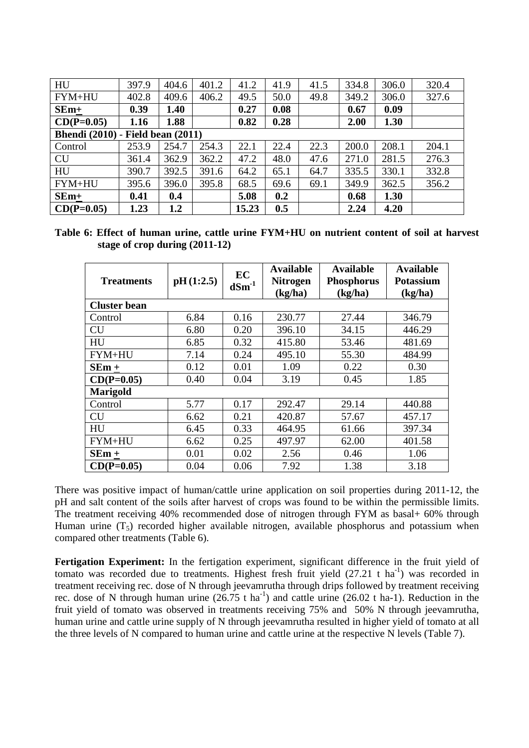| HU | 397.9 | 404.6 | 401.2 | 41.2 | 41.9 | 41.5 | 334.8 | 306.0 | 320.4 |
|---|---|---|---|---|---|---|---|---|---|
| FYM+HU | 402.8 | 409.6 | 406.2 | 49.5 | 50.0 | 49.8 | 349.2 | 306.0 | 327.6 |
| **SEm+** | **0.39** | **1.40** | | **0.27** | **0.08** | | **0.67** | **0.09** | |
| **CD(P=0.05)** | **1.16** | **1.88** | | **0.82** | **0.28** | | **2.00** | **1.30** | |
| **Bhendi (2010) - Field bean (2011)** | | | | | | | | | |
| Control | 253.9 | 254.7 | 254.3 | 22.1 | 22.4 | 22.3 | 200.0 | 208.1 | 204.1 |
| CU | 361.4 | 362.9 | 362.2 | 47.2 | 48.0 | 47.6 | 271.0 | 281.5 | 276.3 |
| HU | 390.7 | 392.5 | 391.6 | 64.2 | 65.1 | 64.7 | 335.5 | 330.1 | 332.8 |
| FYM+HU | 395.6 | 396.0 | 395.8 | 68.5 | 69.6 | 69.1 | 349.9 | 362.5 | 356.2 |
| **SEm+** | **0.41** | **0.4** | | **5.08** | **0.2** | | **0.68** | **1.30** | |
| **CD(P=0.05)** | **1.23** | **1.2** | | **15.23** | **0.5** | | **2.24** | **4.20** | |

**Table 6: Effect of human urine, cattle urine FYM+HU on nutrient content of soil at harvest stage of crop during (2011-12)**

| Treatments | pH (1:2.5) | EC $dSm^{-1}$ | Available Nitrogen (kg/ha) | Available Phosphorus (kg/ha) | Available Potassium (kg/ha) |
|---|---|---|---|---|---|
| **Cluster bean** | | | | | |
| Control | 6.84 | 0.16 | 230.77 | 27.44 | 346.79 |
| CU | 6.80 | 0.20 | 396.10 | 34.15 | 446.29 |
| HU | 6.85 | 0.32 | 415.80 | 53.46 | 481.69 |
| FYM+HU | 7.14 | 0.24 | 495.10 | 55.30 | 484.99 |
| **SEm ±** | 0.12 | 0.01 | 1.09 | 0.22 | 0.30 |
| **CD(P=0.05)** | 0.40 | 0.04 | 3.19 | 0.45 | 1.85 |
| **Marigold** | | | | | |
| Control | 5.77 | 0.17 | 292.47 | 29.14 | 440.88 |
| CU | 6.62 | 0.21 | 420.87 | 57.67 | 457.17 |
| HU | 6.45 | 0.33 | 464.95 | 61.66 | 397.34 |
| FYM+HU | 6.62 | 0.25 | 497.97 | 62.00 | 401.58 |
| **SEm ±** | 0.01 | 0.02 | 2.56 | 0.46 | 1.06 |
| **CD(P=0.05)** | 0.04 | 0.06 | 7.92 | 1.38 | 3.18 |

There was positive impact of human/cattle urine application on soil properties during 2011-12, the pH and salt content of the soils after harvest of crops was found to be within the permissible limits. The treatment receiving 40% recommended dose of nitrogen through FYM as basal+ 60% through Human urine ($T_5$) recorded higher available nitrogen, available phosphorus and potassium when compared other treatments (Table 6).

**Fertigation Experiment:** In the fertigation experiment, significant difference in the fruit yield of tomato was recorded due to treatments. Highest fresh fruit yield (27.21 t $ha^{-1}$) was recorded in treatment receiving rec. dose of N through jeevamrutha through drips followed by treatment receiving rec. dose of N through human urine (26.75 t $ha^{-1}$) and cattle urine (26.02 t ha-1). Reduction in the fruit yield of tomato was observed in treatments receiving 75% and 50% N through jeevamrutha, human urine and cattle urine supply of N through jeevamrutha resulted in higher yield of tomato at all the three levels of N compared to human urine and cattle urine at the respective N levels (Table 7).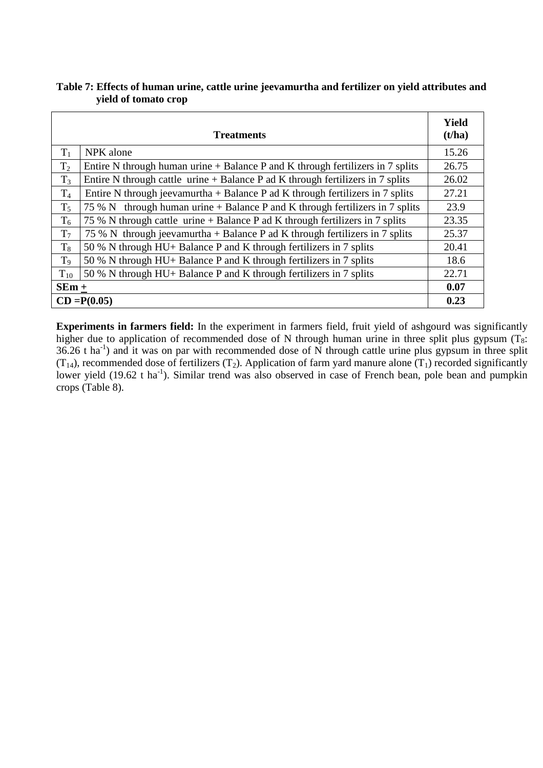**Table 7: Effects of human urine, cattle urine jeevamurtha and fertilizer on yield attributes and yield of tomato crop**

| | Treatments | Yield (t/ha) |
|---|---|---|
| $T_1$ | NPK alone | 15.26 |
| $T_2$ | Entire N through human urine + Balance P and K through fertilizers in 7 splits | 26.75 |
| $T_3$ | Entire N through cattle urine + Balance P ad K through fertilizers in 7 splits | 26.02 |
| $T_4$ | Entire N through jeevamurtha + Balance P ad K through fertilizers in 7 splits | 27.21 |
| $T_5$ | 75 % N through human urine + Balance P and K through fertilizers in 7 splits | 23.9 |
| $T_6$ | 75 % N through cattle urine + Balance P ad K through fertilizers in 7 splits | 23.35 |
| $T_7$ | 75 % N through jeevamurtha + Balance P ad K through fertilizers in 7 splits | 25.37 |
| $T_8$ | 50 % N through HU+ Balance P and K through fertilizers in 7 splits | 20.41 |
| $T_9$ | 50 % N through HU+ Balance P and K through fertilizers in 7 splits | 18.6 |
| $T_{10}$ | 50 % N through HU+ Balance P and K through fertilizers in 7 splits | 22.71 |
| **SEm ±** | | **0.07** |
| **CD =P(0.05)** | | **0.23** |

**Experiments in farmers field:** In the experiment in farmers field, fruit yield of ashgourd was significantly higher due to application of recommended dose of N through human urine in three split plus gypsum ($T_8$: 36.26 t $ha^{-1}$) and it was on par with recommended dose of N through cattle urine plus gypsum in three split ($T_{14}$), recommended dose of fertilizers ($T_2$). Application of farm yard manure alone ($T_1$) recorded significantly lower yield (19.62 t $ha^{-1}$). Similar trend was also observed in case of French bean, pole bean and pumpkin crops (Table 8).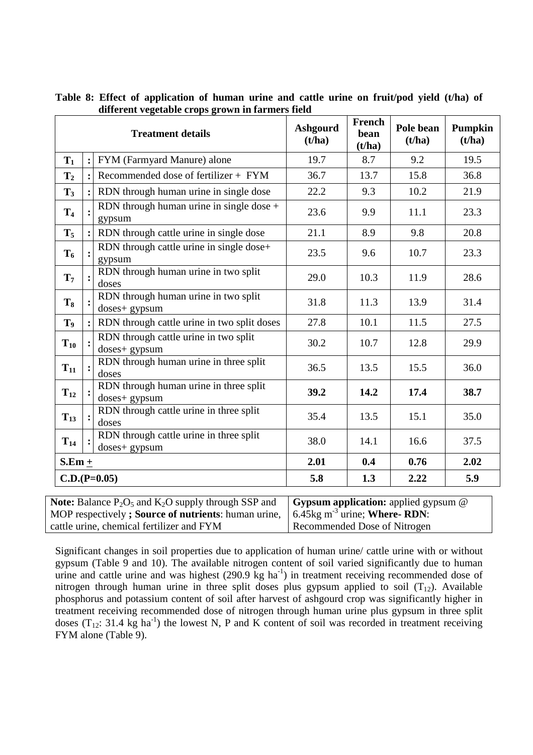**Table 8: Effect of application of human urine and cattle urine on fruit/pod yield (t/ha) of different vegetable crops grown in farmers field**

| Treatment details | | | Ashgourd (t/ha) | French bean (t/ha) | Pole bean (t/ha) | Pumpkin (t/ha) |
|---|---|---|---|---|---|---|
| **$T_1$** | **:** | FYM (Farmyard Manure) alone | 19.7 | 8.7 | 9.2 | 19.5 |
| **$T_2$** | **:** | Recommended dose of fertilizer + FYM | 36.7 | 13.7 | 15.8 | 36.8 |
| **$T_3$** | **:** | RDN through human urine in single dose | 22.2 | 9.3 | 10.2 | 21.9 |
| **$T_4$** | **:** | RDN through human urine in single dose + gypsum | 23.6 | 9.9 | 11.1 | 23.3 |
| **$T_5$** | **:** | RDN through cattle urine in single dose | 21.1 | 8.9 | 9.8 | 20.8 |
| **$T_6$** | **:** | RDN through cattle urine in single dose+ gypsum | 23.5 | 9.6 | 10.7 | 23.3 |
| **$T_7$** | **:** | RDN through human urine in two split doses | 29.0 | 10.3 | 11.9 | 28.6 |
| **$T_8$** | **:** | RDN through human urine in two split doses+ gypsum | 31.8 | 11.3 | 13.9 | 31.4 |
| **$T_9$** | **:** | RDN through cattle urine in two split doses | 27.8 | 10.1 | 11.5 | 27.5 |
| **$T_{10}$** | **:** | RDN through cattle urine in two split doses+ gypsum | 30.2 | 10.7 | 12.8 | 29.9 |
| **$T_{11}$** | **:** | RDN through human urine in three split doses | 36.5 | 13.5 | 15.5 | 36.0 |
| **$T_{12}$** | **:** | RDN through human urine in three split doses+ gypsum | **39.2** | **14.2** | **17.4** | **38.7** |
| **$T_{13}$** | **:** | RDN through cattle urine in three split doses | 35.4 | 13.5 | 15.1 | 35.0 |
| **$T_{14}$** | **:** | RDN through cattle urine in three split doses+ gypsum | 38.0 | 14.1 | 16.6 | 37.5 |
| **S.Em ±** | | | **2.01** | **0.4** | **0.76** | **2.02** |
| **C.D.(P=0.05)** | | | **5.8** | **1.3** | **2.22** | **5.9** |

| | |
|---|---|
| **Note:** Balance $P_2O_5$ and $K_2O$ supply through SSP and MOP respectively **; Source of nutrients**: human urine, cattle urine, chemical fertilizer and FYM | **Gypsum application:** applied gypsum @ 6.45kg $m^{-3}$ urine; **Where- RDN**: Recommended Dose of Nitrogen |

Significant changes in soil properties due to application of human urine/ cattle urine with or without gypsum (Table 9 and 10). The available nitrogen content of soil varied significantly due to human urine and cattle urine and was highest (290.9 kg $ha^{-1}$) in treatment receiving recommended dose of nitrogen through human urine in three split doses plus gypsum applied to soil ($T_{12}$). Available phosphorus and potassium content of soil after harvest of ashgourd crop was significantly higher in treatment receiving recommended dose of nitrogen through human urine plus gypsum in three split doses ($T_{12}$: 31.4 kg $ha^{-1}$) the lowest N, P and K content of soil was recorded in treatment receiving FYM alone (Table 9).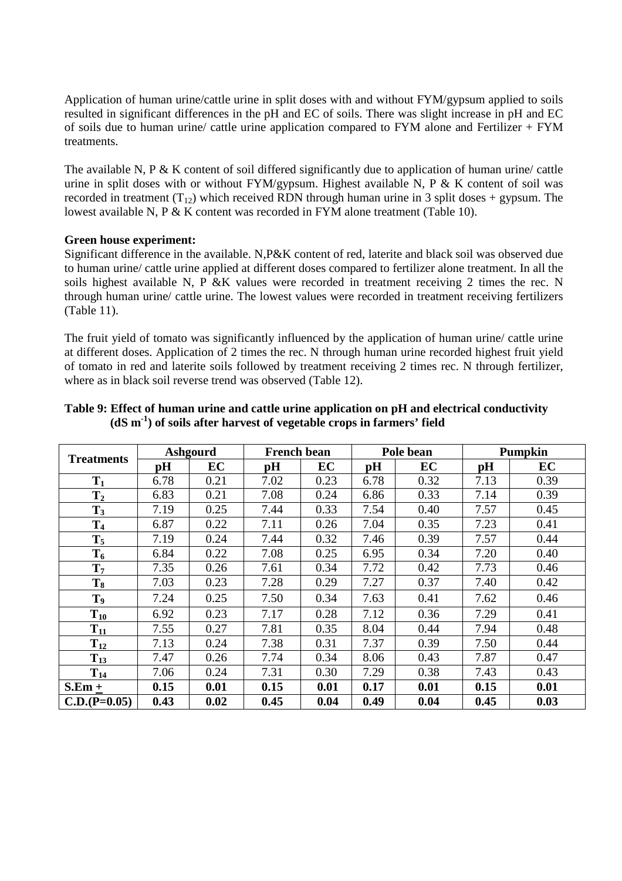Application of human urine/cattle urine in split doses with and without FYM/gypsum applied to soils resulted in significant differences in the pH and EC of soils. There was slight increase in pH and EC of soils due to human urine/ cattle urine application compared to FYM alone and Fertilizer + FYM treatments.

The available N, P & K content of soil differed significantly due to application of human urine/ cattle urine in split doses with or without FYM/gypsum. Highest available N, P & K content of soil was recorded in treatment ($T_{12}$) which received RDN through human urine in 3 split doses + gypsum. The lowest available N, P & K content was recorded in FYM alone treatment (Table 10).

**Green house experiment:**

Significant difference in the available. N,P&K content of red, laterite and black soil was observed due to human urine/ cattle urine applied at different doses compared to fertilizer alone treatment. In all the soils highest available N, P &K values were recorded in treatment receiving 2 times the rec. N through human urine/ cattle urine. The lowest values were recorded in treatment receiving fertilizers (Table 11).

The fruit yield of tomato was significantly influenced by the application of human urine/ cattle urine at different doses. Application of 2 times the rec. N through human urine recorded highest fruit yield of tomato in red and laterite soils followed by treatment receiving 2 times rec. N through fertilizer, where as in black soil reverse trend was observed (Table 12).

**Table 9: Effect of human urine and cattle urine application on pH and electrical conductivity (dS $m^{-1}$) of soils after harvest of vegetable crops in farmers' field**

| Treatments | Ashgourd | | French bean | | Pole bean | | Pumpkin | |
|---|---|---|---|---|---|---|---|---|
| | pH | EC | pH | EC | pH | EC | pH | EC |
| $T_1$ | 6.78 | 0.21 | 7.02 | 0.23 | 6.78 | 0.32 | 7.13 | 0.39 |
| $T_2$ | 6.83 | 0.21 | 7.08 | 0.24 | 6.86 | 0.33 | 7.14 | 0.39 |
| $T_3$ | 7.19 | 0.25 | 7.44 | 0.33 | 7.54 | 0.40 | 7.57 | 0.45 |
| $T_4$ | 6.87 | 0.22 | 7.11 | 0.26 | 7.04 | 0.35 | 7.23 | 0.41 |
| $T_5$ | 7.19 | 0.24 | 7.44 | 0.32 | 7.46 | 0.39 | 7.57 | 0.44 |
| $T_6$ | 6.84 | 0.22 | 7.08 | 0.25 | 6.95 | 0.34 | 7.20 | 0.40 |
| $T_7$ | 7.35 | 0.26 | 7.61 | 0.34 | 7.72 | 0.42 | 7.73 | 0.46 |
| $T_8$ | 7.03 | 0.23 | 7.28 | 0.29 | 7.27 | 0.37 | 7.40 | 0.42 |
| $T_9$ | 7.24 | 0.25 | 7.50 | 0.34 | 7.63 | 0.41 | 7.62 | 0.46 |
| $T_{10}$ | 6.92 | 0.23 | 7.17 | 0.28 | 7.12 | 0.36 | 7.29 | 0.41 |
| $T_{11}$ | 7.55 | 0.27 | 7.81 | 0.35 | 8.04 | 0.44 | 7.94 | 0.48 |
| $T_{12}$ | 7.13 | 0.24 | 7.38 | 0.31 | 7.37 | 0.39 | 7.50 | 0.44 |
| $T_{13}$ | 7.47 | 0.26 | 7.74 | 0.34 | 8.06 | 0.43 | 7.87 | 0.47 |
| $T_{14}$ | 7.06 | 0.24 | 7.31 | 0.30 | 7.29 | 0.38 | 7.43 | 0.43 |
| **S.Em ±** | **0.15** | **0.01** | **0.15** | **0.01** | **0.17** | **0.01** | **0.15** | **0.01** |
| **C.D.(P=0.05)** | **0.43** | **0.02** | **0.45** | **0.04** | **0.49** | **0.04** | **0.45** | **0.03** |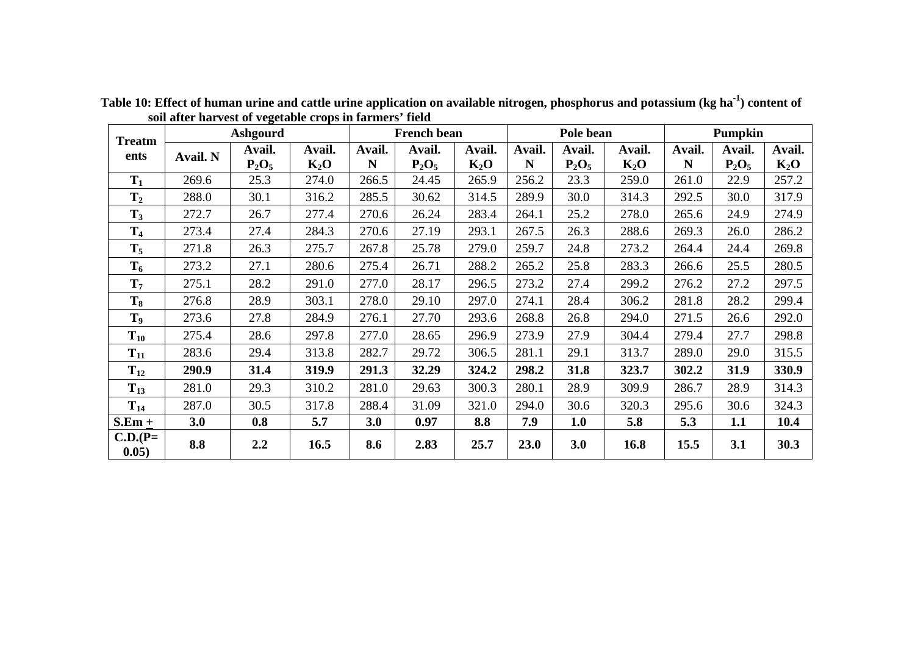**Table 10: Effect of human urine and cattle urine application on available nitrogen, phosphorus and potassium (kg ha$^{-1}$) content of soil after harvest of vegetable crops in farmers' field**

| Treatments | Ashgourd | | | French bean | | | Pole bean | | | Pumpkin | | |
|---|---|---|---|---|---|---|---|---|---|---|---|---|
| | Avail. N | Avail. $P_2O_5$ | Avail. $K_2O$ | Avail. N | Avail. $P_2O_5$ | Avail. $K_2O$ | Avail. N | Avail. $P_2O_5$ | Avail. $K_2O$ | Avail. N | Avail. $P_2O_5$ | Avail. $K_2O$ |
| $T_1$ | 269.6 | 25.3 | 274.0 | 266.5 | 24.45 | 265.9 | 256.2 | 23.3 | 259.0 | 261.0 | 22.9 | 257.2 |
| $T_2$ | 288.0 | 30.1 | 316.2 | 285.5 | 30.62 | 314.5 | 289.9 | 30.0 | 314.3 | 292.5 | 30.0 | 317.9 |
| $T_3$ | 272.7 | 26.7 | 277.4 | 270.6 | 26.24 | 283.4 | 264.1 | 25.2 | 278.0 | 265.6 | 24.9 | 274.9 |
| $T_4$ | 273.4 | 27.4 | 284.3 | 270.6 | 27.19 | 293.1 | 267.5 | 26.3 | 288.6 | 269.3 | 26.0 | 286.2 |
| $T_5$ | 271.8 | 26.3 | 275.7 | 267.8 | 25.78 | 279.0 | 259.7 | 24.8 | 273.2 | 264.4 | 24.4 | 269.8 |
| $T_6$ | 273.2 | 27.1 | 280.6 | 275.4 | 26.71 | 288.2 | 265.2 | 25.8 | 283.3 | 266.6 | 25.5 | 280.5 |
| $T_7$ | 275.1 | 28.2 | 291.0 | 277.0 | 28.17 | 296.5 | 273.2 | 27.4 | 299.2 | 276.2 | 27.2 | 297.5 |
| $T_8$ | 276.8 | 28.9 | 303.1 | 278.0 | 29.10 | 297.0 | 274.1 | 28.4 | 306.2 | 281.8 | 28.2 | 299.4 |
| $T_9$ | 273.6 | 27.8 | 284.9 | 276.1 | 27.70 | 293.6 | 268.8 | 26.8 | 294.0 | 271.5 | 26.6 | 292.0 |
| $T_{10}$ | 275.4 | 28.6 | 297.8 | 277.0 | 28.65 | 296.9 | 273.9 | 27.9 | 304.4 | 279.4 | 27.7 | 298.8 |
| $T_{11}$ | 283.6 | 29.4 | 313.8 | 282.7 | 29.72 | 306.5 | 281.1 | 29.1 | 313.7 | 289.0 | 29.0 | 315.5 |
| $T_{12}$ | **290.9** | **31.4** | **319.9** | **291.3** | **32.29** | **324.2** | **298.2** | **31.8** | **323.7** | **302.2** | **31.9** | **330.9** |
| $T_{13}$ | 281.0 | 29.3 | 310.2 | 281.0 | 29.63 | 300.3 | 280.1 | 28.9 | 309.9 | 286.7 | 28.9 | 314.3 |
| $T_{14}$ | 287.0 | 30.5 | 317.8 | 288.4 | 31.09 | 321.0 | 294.0 | 30.6 | 320.3 | 295.6 | 30.6 | 324.3 |
| **S.Em ±** | **3.0** | **0.8** | **5.7** | **3.0** | **0.97** | **8.8** | **7.9** | **1.0** | **5.8** | **5.3** | **1.1** | **10.4** |
| **C.D.(P=0.05)** | **8.8** | **2.2** | **16.5** | **8.6** | **2.83** | **25.7** | **23.0** | **3.0** | **16.8** | **15.5** | **3.1** | **30.3** |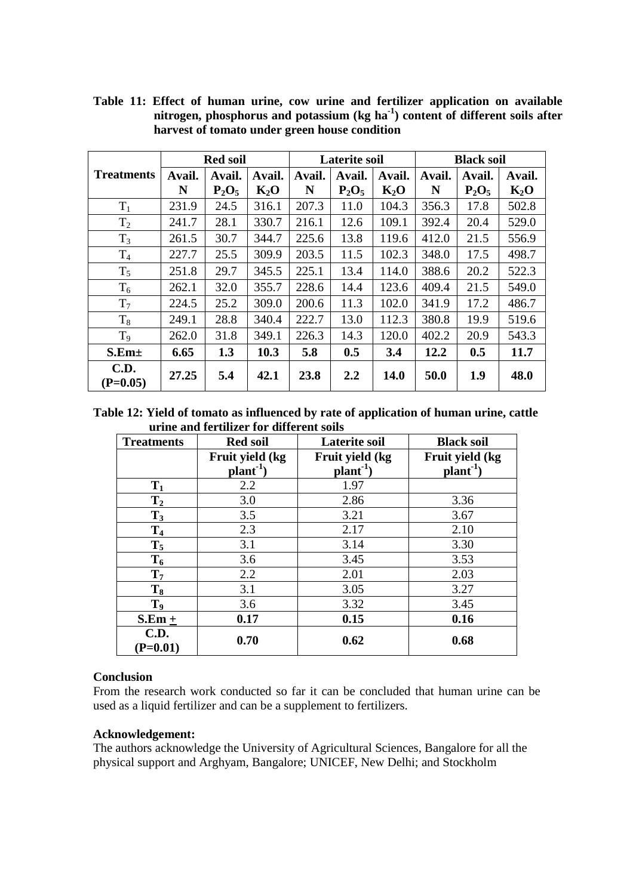**Table 11: Effect of human urine, cow urine and fertilizer application on available nitrogen, phosphorus and potassium (kg $ha^{-1}$) content of different soils after harvest of tomato under green house condition**

| Treatments | Red soil | | | Laterite soil | | | Black soil | | |
|---|---|---|---|---|---|---|---|---|---|
| | Avail. N | Avail. $P_2O_5$ | Avail. $K_2O$ | Avail. N | Avail. $P_2O_5$ | Avail. $K_2O$ | Avail. N | Avail. $P_2O_5$ | Avail. $K_2O$ |
| $T_1$ | 231.9 | 24.5 | 316.1 | 207.3 | 11.0 | 104.3 | 356.3 | 17.8 | 502.8 |
| $T_2$ | 241.7 | 28.1 | 330.7 | 216.1 | 12.6 | 109.1 | 392.4 | 20.4 | 529.0 |
| $T_3$ | 261.5 | 30.7 | 344.7 | 225.6 | 13.8 | 119.6 | 412.0 | 21.5 | 556.9 |
| $T_4$ | 227.7 | 25.5 | 309.9 | 203.5 | 11.5 | 102.3 | 348.0 | 17.5 | 498.7 |
| $T_5$ | 251.8 | 29.7 | 345.5 | 225.1 | 13.4 | 114.0 | 388.6 | 20.2 | 522.3 |
| $T_6$ | 262.1 | 32.0 | 355.7 | 228.6 | 14.4 | 123.6 | 409.4 | 21.5 | 549.0 |
| $T_7$ | 224.5 | 25.2 | 309.0 | 200.6 | 11.3 | 102.0 | 341.9 | 17.2 | 486.7 |
| $T_8$ | 249.1 | 28.8 | 340.4 | 222.7 | 13.0 | 112.3 | 380.8 | 19.9 | 519.6 |
| $T_9$ | 262.0 | 31.8 | 349.1 | 226.3 | 14.3 | 120.0 | 402.2 | 20.9 | 543.3 |
| **S.Em±** | **6.65** | **1.3** | **10.3** | **5.8** | **0.5** | **3.4** | **12.2** | **0.5** | **11.7** |
| **C.D. (P=0.05)** | **27.25** | **5.4** | **42.1** | **23.8** | **2.2** | **14.0** | **50.0** | **1.9** | **48.0** |

**Table 12: Yield of tomato as influenced by rate of application of human urine, cattle urine and fertilizer for different soils**

| Treatments | Red soil | Laterite soil | Black soil |
|---|---|---|---|
| | **Fruit yield (kg $plant^{-1}$)** | **Fruit yield (kg $plant^{-1}$)** | **Fruit yield (kg $plant^{-1}$)** |
| $T_1$ | 2.2 | 1.97 | |
| $T_2$ | 3.0 | 2.86 | 3.36 |
| $T_3$ | 3.5 | 3.21 | 3.67 |
| $T_4$ | 2.3 | 2.17 | 2.10 |
| $T_5$ | 3.1 | 3.14 | 3.30 |
| $T_6$ | 3.6 | 3.45 | 3.53 |
| $T_7$ | 2.2 | 2.01 | 2.03 |
| $T_8$ | 3.1 | 3.05 | 3.27 |
| $T_9$ | 3.6 | 3.32 | 3.45 |
| **S.Em ±** | **0.17** | **0.15** | **0.16** |
| **C.D. (P=0.01)** | **0.70** | **0.62** | **0.68** |

**Conclusion**

From the research work conducted so far it can be concluded that human urine can be used as a liquid fertilizer and can be a supplement to fertilizers.

**Acknowledgement:**

The authors acknowledge the University of Agricultural Sciences, Bangalore for all the physical support and Arghyam, Bangalore; UNICEF, New Delhi; and Stockholm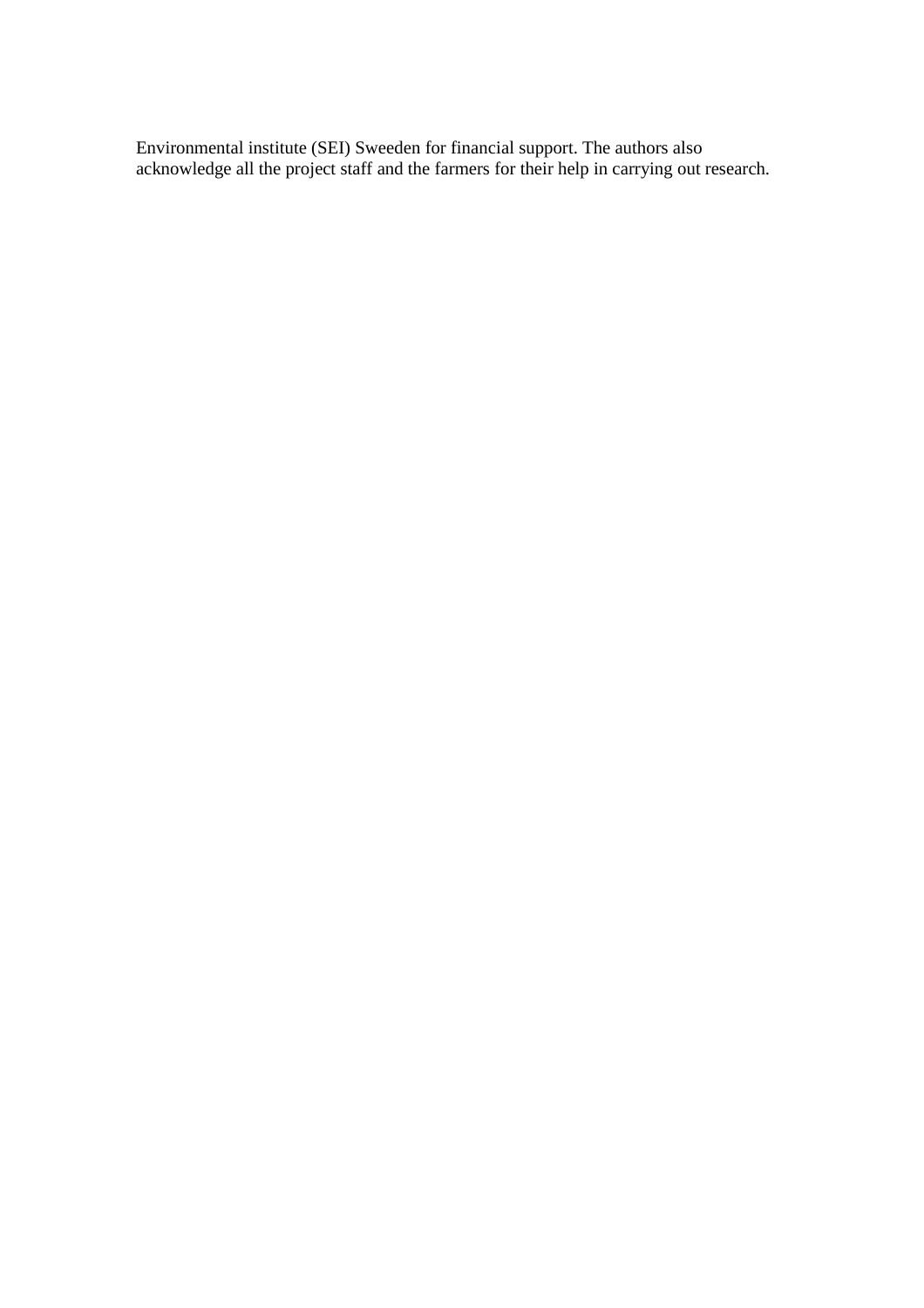Environmental institute (SEI) Sweeden for financial support. The authors also acknowledge all the project staff and the farmers for their help in carrying out research.